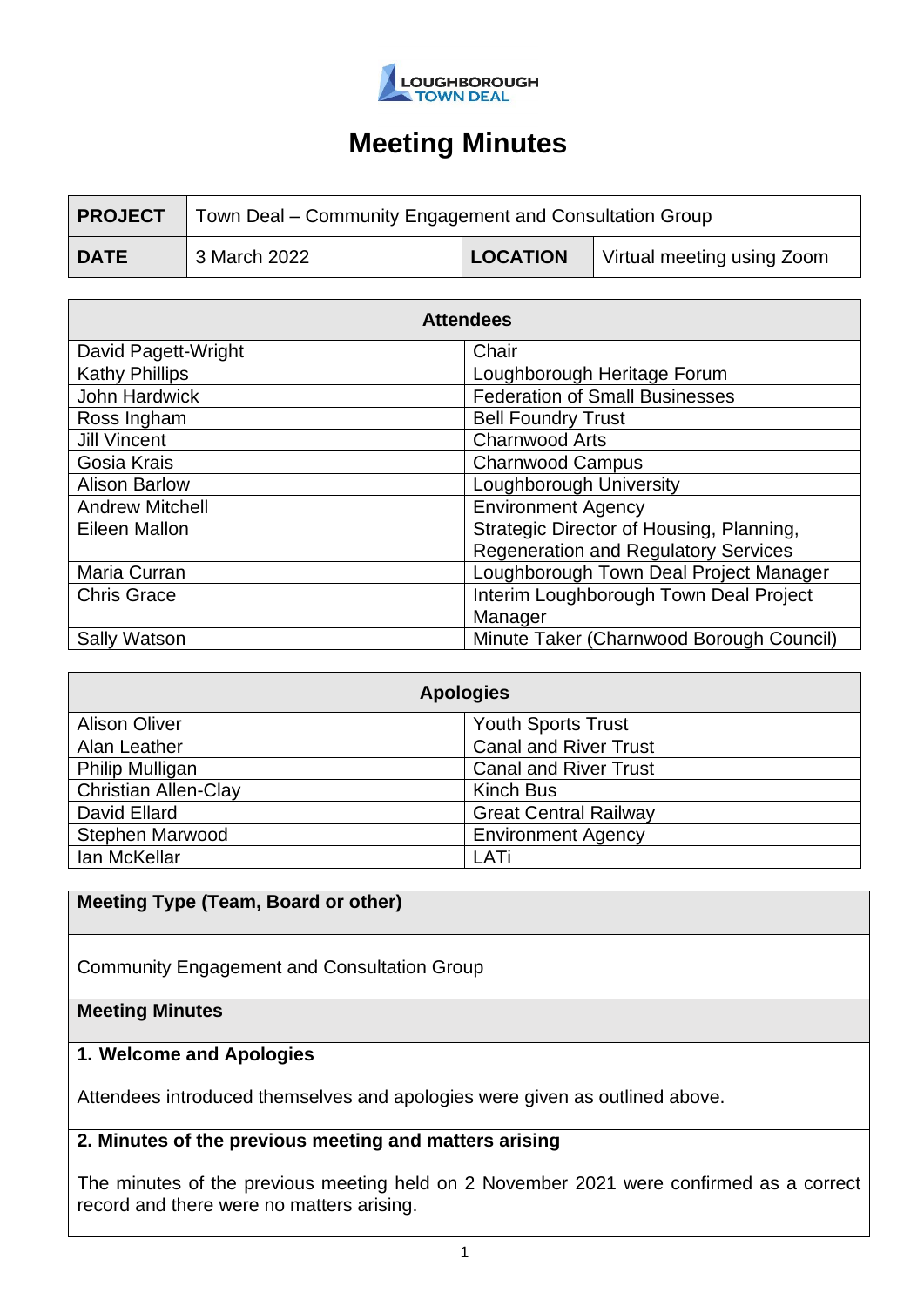LOUGHBOROUGH TOWN DEAL

# Meeting Minutes

| **PROJECT** | Town Deal – Community Engagement and Consultation Group | | |
|---|---|---|---|
| **DATE** | 3 March 2022 | **LOCATION** | Virtual meeting using Zoom |

| **Attendees** | |
|---|---|
| David Pagett-Wright | Chair |
| Kathy Phillips | Loughborough Heritage Forum |
| John Hardwick | Federation of Small Businesses |
| Ross Ingham | Bell Foundry Trust |
| Jill Vincent | Charnwood Arts |
| Gosia Krais | Charnwood Campus |
| Alison Barlow | Loughborough University |
| Andrew Mitchell | Environment Agency |
| Eileen Mallon | Strategic Director of Housing, Planning, Regeneration and Regulatory Services |
| Maria Curran | Loughborough Town Deal Project Manager |
| Chris Grace | Interim Loughborough Town Deal Project Manager |
| Sally Watson | Minute Taker (Charnwood Borough Council) |

| **Apologies** | |
|---|---|
| Alison Oliver | Youth Sports Trust |
| Alan Leather | Canal and River Trust |
| Philip Mulligan | Canal and River Trust |
| Christian Allen-Clay | Kinch Bus |
| David Ellard | Great Central Railway |
| Stephen Marwood | Environment Agency |
| Ian McKellar | LATi |

**Meeting Type (Team, Board or other)**

Community Engagement and Consultation Group

**Meeting Minutes**

**1. Welcome and Apologies**

Attendees introduced themselves and apologies were given as outlined above.

**2. Minutes of the previous meeting and matters arising**

The minutes of the previous meeting held on 2 November 2021 were confirmed as a correct record and there were no matters arising.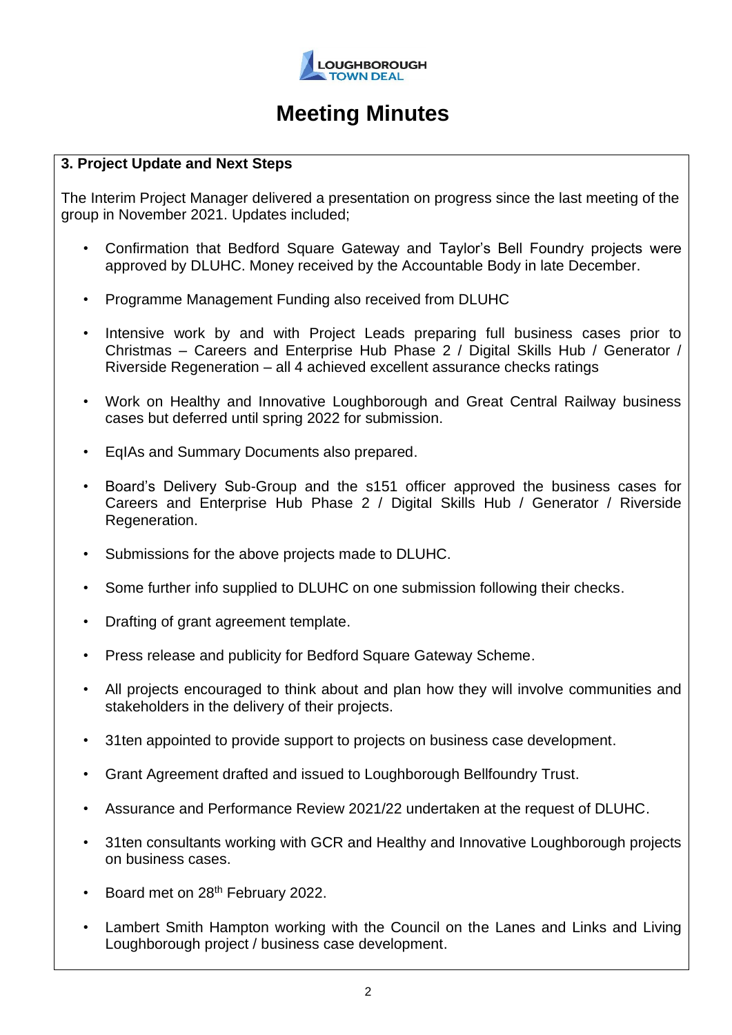# Meeting Minutes

### 3. Project Update and Next Steps

The Interim Project Manager delivered a presentation on progress since the last meeting of the group in November 2021. Updates included;

- Confirmation that Bedford Square Gateway and Taylor's Bell Foundry projects were approved by DLUHC. Money received by the Accountable Body in late December.
- Programme Management Funding also received from DLUHC
- Intensive work by and with Project Leads preparing full business cases prior to Christmas – Careers and Enterprise Hub Phase 2 / Digital Skills Hub / Generator / Riverside Regeneration – all 4 achieved excellent assurance checks ratings
- Work on Healthy and Innovative Loughborough and Great Central Railway business cases but deferred until spring 2022 for submission.
- EqIAs and Summary Documents also prepared.
- Board's Delivery Sub-Group and the s151 officer approved the business cases for Careers and Enterprise Hub Phase 2 / Digital Skills Hub / Generator / Riverside Regeneration.
- Submissions for the above projects made to DLUHC.
- Some further info supplied to DLUHC on one submission following their checks.
- Drafting of grant agreement template.
- Press release and publicity for Bedford Square Gateway Scheme.
- All projects encouraged to think about and plan how they will involve communities and stakeholders in the delivery of their projects.
- 31ten appointed to provide support to projects on business case development.
- Grant Agreement drafted and issued to Loughborough Bellfoundry Trust.
- Assurance and Performance Review 2021/22 undertaken at the request of DLUHC.
- 31ten consultants working with GCR and Healthy and Innovative Loughborough projects on business cases.
- Board met on 28th February 2022.
- Lambert Smith Hampton working with the Council on the Lanes and Links and Living Loughborough project / business case development.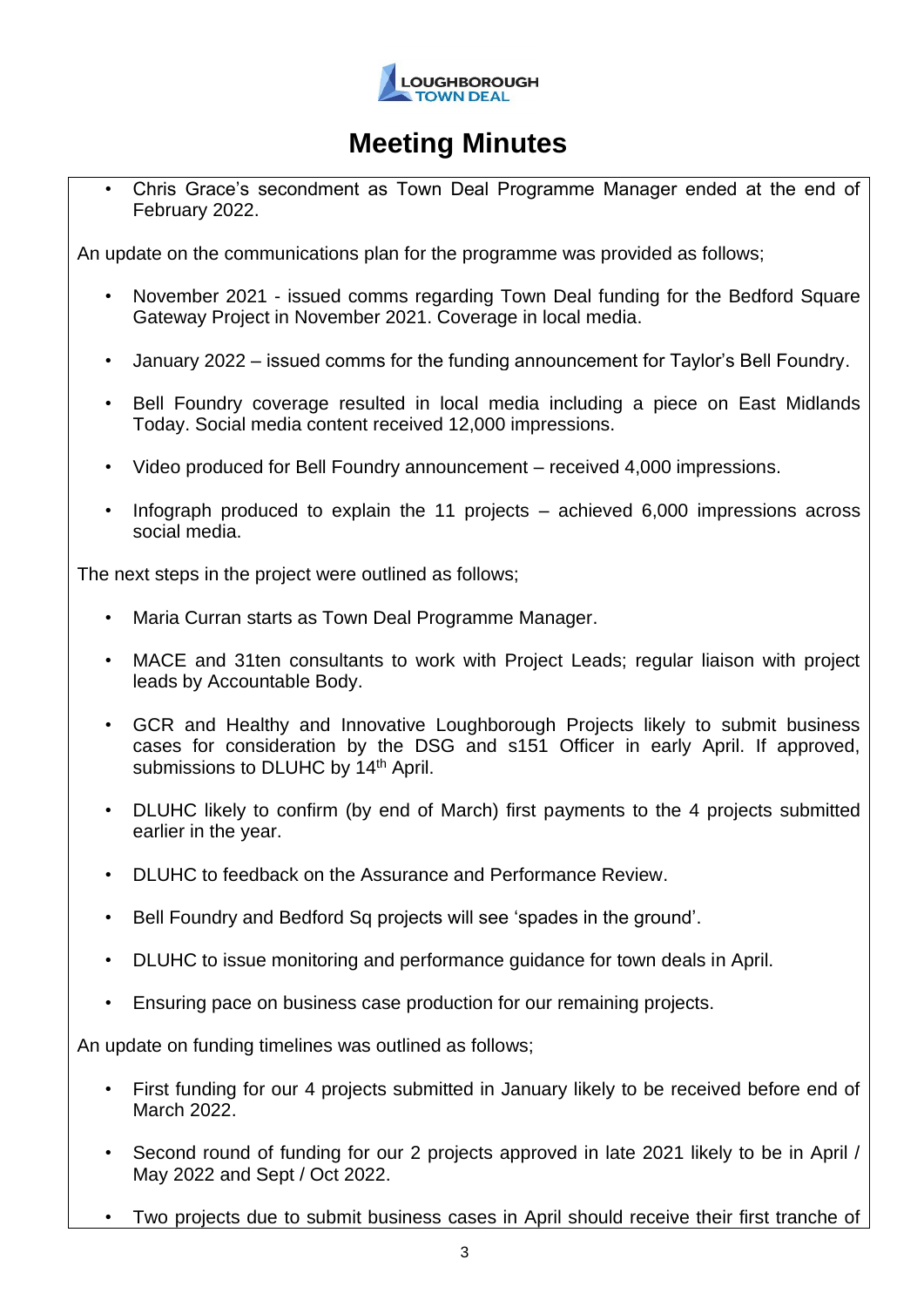# Meeting Minutes

- Chris Grace's secondment as Town Deal Programme Manager ended at the end of February 2022.

An update on the communications plan for the programme was provided as follows;

- November 2021 - issued comms regarding Town Deal funding for the Bedford Square Gateway Project in November 2021. Coverage in local media.
- January 2022 – issued comms for the funding announcement for Taylor's Bell Foundry.
- Bell Foundry coverage resulted in local media including a piece on East Midlands Today. Social media content received 12,000 impressions.
- Video produced for Bell Foundry announcement – received 4,000 impressions.
- Infograph produced to explain the 11 projects – achieved 6,000 impressions across social media.

The next steps in the project were outlined as follows;

- Maria Curran starts as Town Deal Programme Manager.
- MACE and 31ten consultants to work with Project Leads; regular liaison with project leads by Accountable Body.
- GCR and Healthy and Innovative Loughborough Projects likely to submit business cases for consideration by the DSG and s151 Officer in early April. If approved, submissions to DLUHC by 14th April.
- DLUHC likely to confirm (by end of March) first payments to the 4 projects submitted earlier in the year.
- DLUHC to feedback on the Assurance and Performance Review.
- Bell Foundry and Bedford Sq projects will see 'spades in the ground'.
- DLUHC to issue monitoring and performance guidance for town deals in April.
- Ensuring pace on business case production for our remaining projects.

An update on funding timelines was outlined as follows;

- First funding for our 4 projects submitted in January likely to be received before end of March 2022.
- Second round of funding for our 2 projects approved in late 2021 likely to be in April / May 2022 and Sept / Oct 2022.
- Two projects due to submit business cases in April should receive their first tranche of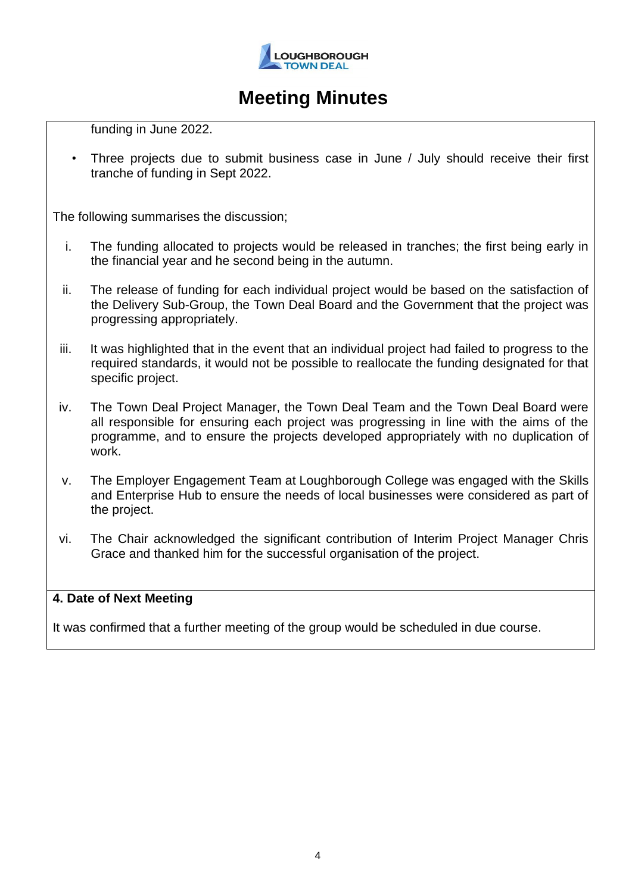funding in June 2022.

- Three projects due to submit business case in June / July should receive their first tranche of funding in Sept 2022.

The following summarises the discussion;

i. The funding allocated to projects would be released in tranches; the first being early in the financial year and he second being in the autumn.

ii. The release of funding for each individual project would be based on the satisfaction of the Delivery Sub-Group, the Town Deal Board and the Government that the project was progressing appropriately.

iii. It was highlighted that in the event that an individual project had failed to progress to the required standards, it would not be possible to reallocate the funding designated for that specific project.

iv. The Town Deal Project Manager, the Town Deal Team and the Town Deal Board were all responsible for ensuring each project was progressing in line with the aims of the programme, and to ensure the projects developed appropriately with no duplication of work.

v. The Employer Engagement Team at Loughborough College was engaged with the Skills and Enterprise Hub to ensure the needs of local businesses were considered as part of the project.

vi. The Chair acknowledged the significant contribution of Interim Project Manager Chris Grace and thanked him for the successful organisation of the project.

**4. Date of Next Meeting**

It was confirmed that a further meeting of the group would be scheduled in due course.